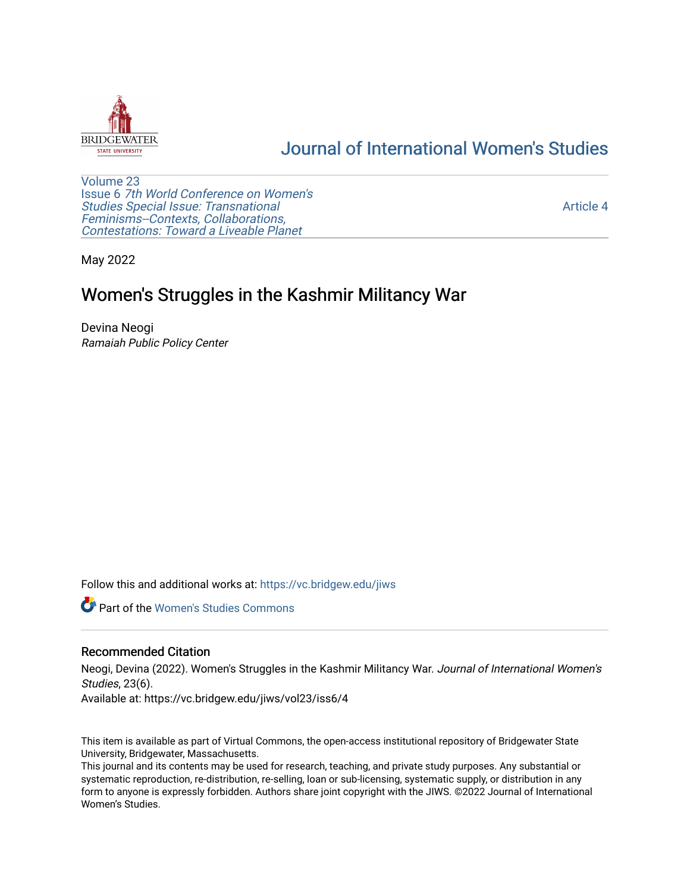Journal of International Women's Studies

Volume 23
Issue 6 *7th World Conference on Women's Studies Special Issue: Transnational Feminisms--Contexts, Collaborations, Contestations: Toward a Liveable Planet*

Article 4

May 2022

# Women's Struggles in the Kashmir Militancy War

Devina Neogi
*Ramaiah Public Policy Center*

Follow this and additional works at: https://vc.bridgew.edu/jiws

Part of the Women's Studies Commons

## Recommended Citation

Neogi, Devina (2022). Women's Struggles in the Kashmir Militancy War. *Journal of International Women's Studies*, 23(6).
Available at: https://vc.bridgew.edu/jiws/vol23/iss6/4

This item is available as part of Virtual Commons, the open-access institutional repository of Bridgewater State University, Bridgewater, Massachusetts.
This journal and its contents may be used for research, teaching, and private study purposes. Any substantial or systematic reproduction, re-distribution, re-selling, loan or sub-licensing, systematic supply, or distribution in any form to anyone is expressly forbidden. Authors share joint copyright with the JIWS. ©2022 Journal of International Women's Studies.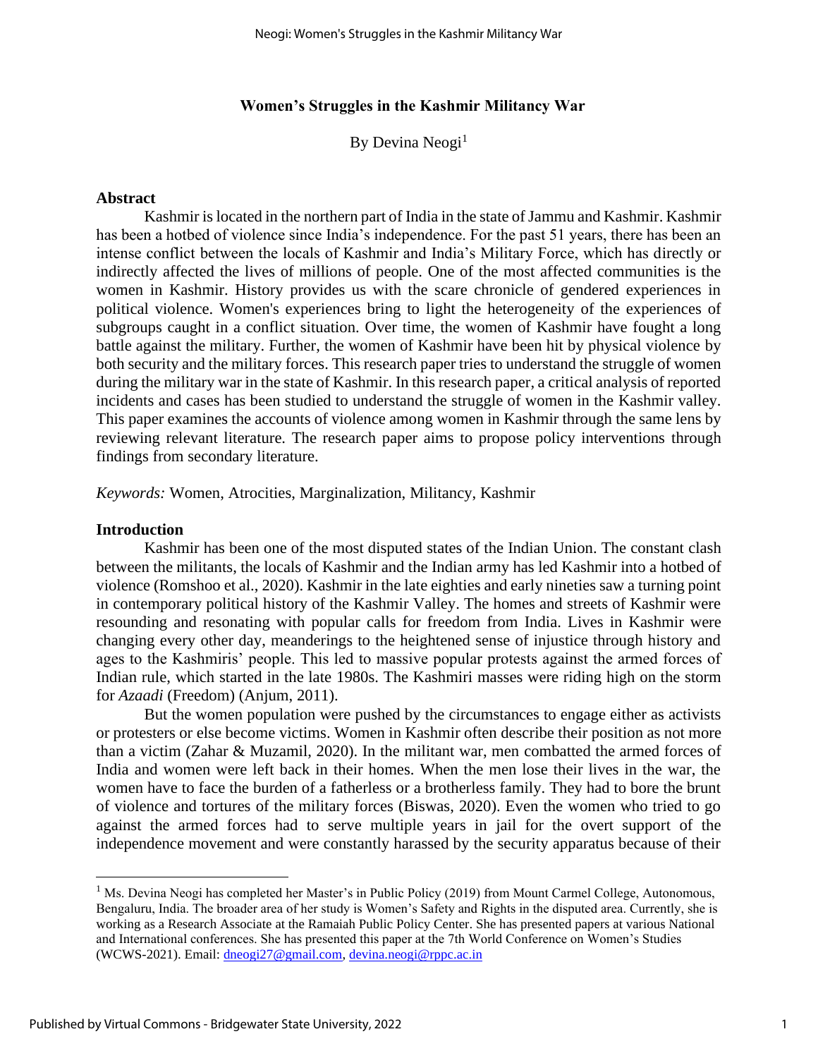# Women's Struggles in the Kashmir Militancy War

By Devina Neogi[1]

## Abstract

Kashmir is located in the northern part of India in the state of Jammu and Kashmir. Kashmir has been a hotbed of violence since India's independence. For the past 51 years, there has been an intense conflict between the locals of Kashmir and India's Military Force, which has directly or indirectly affected the lives of millions of people. One of the most affected communities is the women in Kashmir. History provides us with the scare chronicle of gendered experiences in political violence. Women's experiences bring to light the heterogeneity of the experiences of subgroups caught in a conflict situation. Over time, the women of Kashmir have fought a long battle against the military. Further, the women of Kashmir have been hit by physical violence by both security and the military forces. This research paper tries to understand the struggle of women during the military war in the state of Kashmir. In this research paper, a critical analysis of reported incidents and cases has been studied to understand the struggle of women in the Kashmir valley. This paper examines the accounts of violence among women in Kashmir through the same lens by reviewing relevant literature. The research paper aims to propose policy interventions through findings from secondary literature.

*Keywords:* Women, Atrocities, Marginalization, Militancy, Kashmir

## Introduction

Kashmir has been one of the most disputed states of the Indian Union. The constant clash between the militants, the locals of Kashmir and the Indian army has led Kashmir into a hotbed of violence (Romshoo et al., 2020). Kashmir in the late eighties and early nineties saw a turning point in contemporary political history of the Kashmir Valley. The homes and streets of Kashmir were resounding and resonating with popular calls for freedom from India. Lives in Kashmir were changing every other day, meanderings to the heightened sense of injustice through history and ages to the Kashmiris' people. This led to massive popular protests against the armed forces of Indian rule, which started in the late 1980s. The Kashmiri masses were riding high on the storm for *Azaadi* (Freedom) (Anjum, 2011).

But the women population were pushed by the circumstances to engage either as activists or protesters or else become victims. Women in Kashmir often describe their position as not more than a victim (Zahar & Muzamil, 2020). In the militant war, men combatted the armed forces of India and women were left back in their homes. When the men lose their lives in the war, the women have to face the burden of a fatherless or a brotherless family. They had to bore the brunt of violence and tortures of the military forces (Biswas, 2020). Even the women who tried to go against the armed forces had to serve multiple years in jail for the overt support of the independence movement and were constantly harassed by the security apparatus because of their

---

[1] Ms. Devina Neogi has completed her Master's in Public Policy (2019) from Mount Carmel College, Autonomous, Bengaluru, India. The broader area of her study is Women's Safety and Rights in the disputed area. Currently, she is working as a Research Associate at the Ramaiah Public Policy Center. She has presented papers at various National and International conferences. She has presented this paper at the 7th World Conference on Women's Studies (WCWS-2021). Email: dneogi27@gmail.com, devina.neogi@rppc.ac.in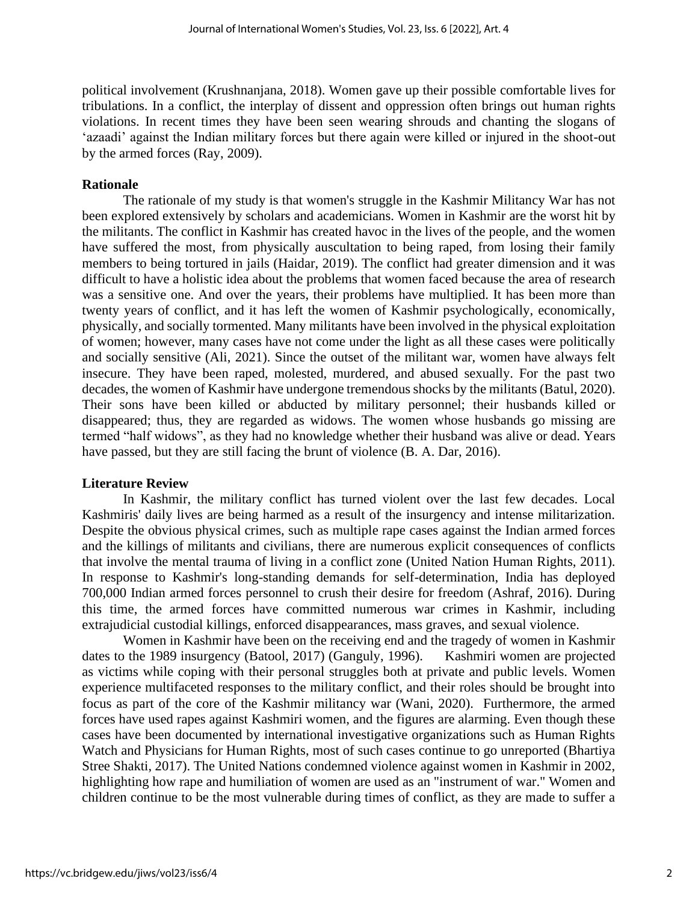political involvement (Krushnanjana, 2018). Women gave up their possible comfortable lives for tribulations. In a conflict, the interplay of dissent and oppression often brings out human rights violations. In recent times they have been seen wearing shrouds and chanting the slogans of 'azaadi' against the Indian military forces but there again were killed or injured in the shoot-out by the armed forces (Ray, 2009).

## Rationale

The rationale of my study is that women's struggle in the Kashmir Militancy War has not been explored extensively by scholars and academicians. Women in Kashmir are the worst hit by the militants. The conflict in Kashmir has created havoc in the lives of the people, and the women have suffered the most, from physically auscultation to being raped, from losing their family members to being tortured in jails (Haidar, 2019). The conflict had greater dimension and it was difficult to have a holistic idea about the problems that women faced because the area of research was a sensitive one. And over the years, their problems have multiplied. It has been more than twenty years of conflict, and it has left the women of Kashmir psychologically, economically, physically, and socially tormented. Many militants have been involved in the physical exploitation of women; however, many cases have not come under the light as all these cases were politically and socially sensitive (Ali, 2021). Since the outset of the militant war, women have always felt insecure. They have been raped, molested, murdered, and abused sexually. For the past two decades, the women of Kashmir have undergone tremendous shocks by the militants (Batul, 2020). Their sons have been killed or abducted by military personnel; their husbands killed or disappeared; thus, they are regarded as widows. The women whose husbands go missing are termed "half widows", as they had no knowledge whether their husband was alive or dead. Years have passed, but they are still facing the brunt of violence (B. A. Dar, 2016).

## Literature Review

In Kashmir, the military conflict has turned violent over the last few decades. Local Kashmiris' daily lives are being harmed as a result of the insurgency and intense militarization. Despite the obvious physical crimes, such as multiple rape cases against the Indian armed forces and the killings of militants and civilians, there are numerous explicit consequences of conflicts that involve the mental trauma of living in a conflict zone (United Nation Human Rights, 2011). In response to Kashmir's long-standing demands for self-determination, India has deployed 700,000 Indian armed forces personnel to crush their desire for freedom (Ashraf, 2016). During this time, the armed forces have committed numerous war crimes in Kashmir, including extrajudicial custodial killings, enforced disappearances, mass graves, and sexual violence.

Women in Kashmir have been on the receiving end and the tragedy of women in Kashmir dates to the 1989 insurgency (Batool, 2017) (Ganguly, 1996). Kashmiri women are projected as victims while coping with their personal struggles both at private and public levels. Women experience multifaceted responses to the military conflict, and their roles should be brought into focus as part of the core of the Kashmir militancy war (Wani, 2020). Furthermore, the armed forces have used rapes against Kashmiri women, and the figures are alarming. Even though these cases have been documented by international investigative organizations such as Human Rights Watch and Physicians for Human Rights, most of such cases continue to go unreported (Bhartiya Stree Shakti, 2017). The United Nations condemned violence against women in Kashmir in 2002, highlighting how rape and humiliation of women are used as an "instrument of war." Women and children continue to be the most vulnerable during times of conflict, as they are made to suffer a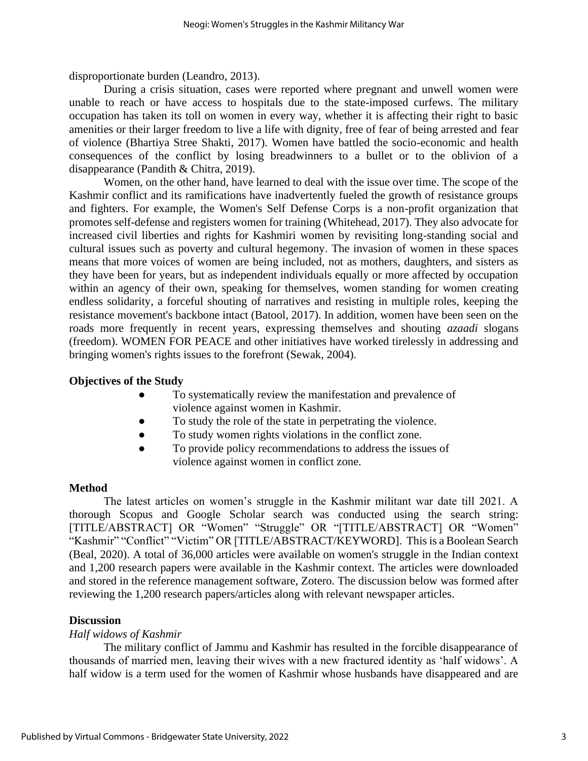disproportionate burden (Leandro, 2013).

During a crisis situation, cases were reported where pregnant and unwell women were unable to reach or have access to hospitals due to the state-imposed curfews. The military occupation has taken its toll on women in every way, whether it is affecting their right to basic amenities or their larger freedom to live a life with dignity, free of fear of being arrested and fear of violence (Bhartiya Stree Shakti, 2017). Women have battled the socio-economic and health consequences of the conflict by losing breadwinners to a bullet or to the oblivion of a disappearance (Pandith & Chitra, 2019).

Women, on the other hand, have learned to deal with the issue over time. The scope of the Kashmir conflict and its ramifications have inadvertently fueled the growth of resistance groups and fighters. For example, the Women's Self Defense Corps is a non-profit organization that promotes self-defense and registers women for training (Whitehead, 2017). They also advocate for increased civil liberties and rights for Kashmiri women by revisiting long-standing social and cultural issues such as poverty and cultural hegemony. The invasion of women in these spaces means that more voices of women are being included, not as mothers, daughters, and sisters as they have been for years, but as independent individuals equally or more affected by occupation within an agency of their own, speaking for themselves, women standing for women creating endless solidarity, a forceful shouting of narratives and resisting in multiple roles, keeping the resistance movement's backbone intact (Batool, 2017). In addition, women have been seen on the roads more frequently in recent years, expressing themselves and shouting *azaadi* slogans (freedom). WOMEN FOR PEACE and other initiatives have worked tirelessly in addressing and bringing women's rights issues to the forefront (Sewak, 2004).

### Objectives of the Study

- To systematically review the manifestation and prevalence of violence against women in Kashmir.
- To study the role of the state in perpetrating the violence.
- To study women rights violations in the conflict zone.
- To provide policy recommendations to address the issues of violence against women in conflict zone.

### Method

The latest articles on women's struggle in the Kashmir militant war date till 2021. A thorough Scopus and Google Scholar search was conducted using the search string: [TITLE/ABSTRACT] OR "Women" "Struggle" OR "[TITLE/ABSTRACT] OR "Women" "Kashmir" "Conflict" "Victim" OR [TITLE/ABSTRACT/KEYWORD]. This is a Boolean Search (Beal, 2020). A total of 36,000 articles were available on women's struggle in the Indian context and 1,200 research papers were available in the Kashmir context. The articles were downloaded and stored in the reference management software, Zotero. The discussion below was formed after reviewing the 1,200 research papers/articles along with relevant newspaper articles.

### Discussion

#### *Half widows of Kashmir*

The military conflict of Jammu and Kashmir has resulted in the forcible disappearance of thousands of married men, leaving their wives with a new fractured identity as 'half widows'. A half widow is a term used for the women of Kashmir whose husbands have disappeared and are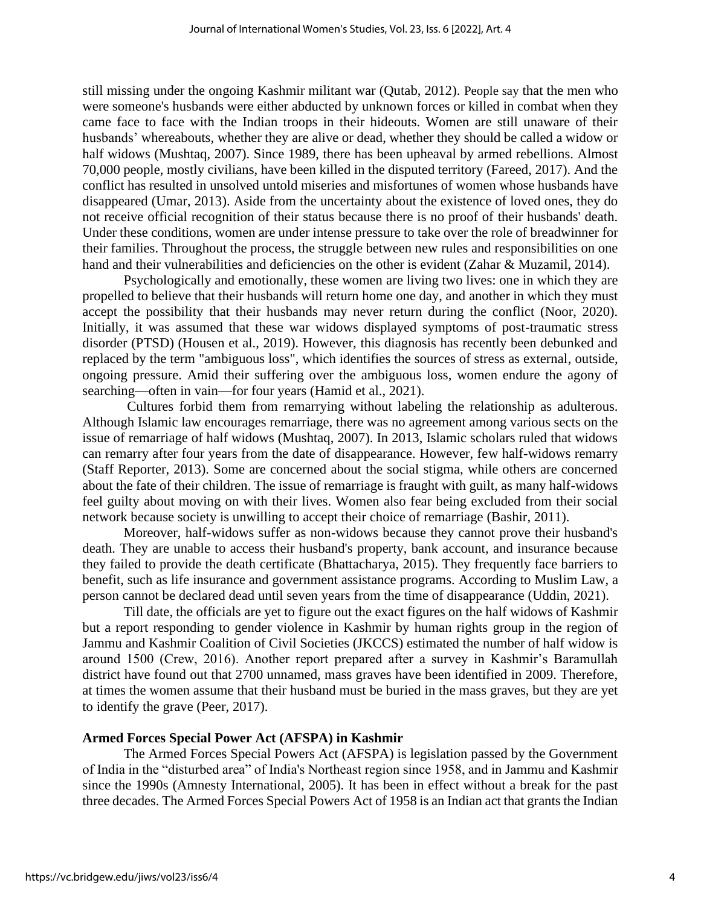still missing under the ongoing Kashmir militant war (Qutab, 2012). People say that the men who were someone's husbands were either abducted by unknown forces or killed in combat when they came face to face with the Indian troops in their hideouts. Women are still unaware of their husbands' whereabouts, whether they are alive or dead, whether they should be called a widow or half widows (Mushtaq, 2007). Since 1989, there has been upheaval by armed rebellions. Almost 70,000 people, mostly civilians, have been killed in the disputed territory (Fareed, 2017). And the conflict has resulted in unsolved untold miseries and misfortunes of women whose husbands have disappeared (Umar, 2013). Aside from the uncertainty about the existence of loved ones, they do not receive official recognition of their status because there is no proof of their husbands' death. Under these conditions, women are under intense pressure to take over the role of breadwinner for their families. Throughout the process, the struggle between new rules and responsibilities on one hand and their vulnerabilities and deficiencies on the other is evident (Zahar & Muzamil, 2014).

Psychologically and emotionally, these women are living two lives: one in which they are propelled to believe that their husbands will return home one day, and another in which they must accept the possibility that their husbands may never return during the conflict (Noor, 2020). Initially, it was assumed that these war widows displayed symptoms of post-traumatic stress disorder (PTSD) (Housen et al., 2019). However, this diagnosis has recently been debunked and replaced by the term "ambiguous loss", which identifies the sources of stress as external, outside, ongoing pressure. Amid their suffering over the ambiguous loss, women endure the agony of searching—often in vain—for four years (Hamid et al., 2021).

Cultures forbid them from remarrying without labeling the relationship as adulterous. Although Islamic law encourages remarriage, there was no agreement among various sects on the issue of remarriage of half widows (Mushtaq, 2007). In 2013, Islamic scholars ruled that widows can remarry after four years from the date of disappearance. However, few half-widows remarry (Staff Reporter, 2013). Some are concerned about the social stigma, while others are concerned about the fate of their children. The issue of remarriage is fraught with guilt, as many half-widows feel guilty about moving on with their lives. Women also fear being excluded from their social network because society is unwilling to accept their choice of remarriage (Bashir, 2011).

Moreover, half-widows suffer as non-widows because they cannot prove their husband's death. They are unable to access their husband's property, bank account, and insurance because they failed to provide the death certificate (Bhattacharya, 2015). They frequently face barriers to benefit, such as life insurance and government assistance programs. According to Muslim Law, a person cannot be declared dead until seven years from the time of disappearance (Uddin, 2021).

Till date, the officials are yet to figure out the exact figures on the half widows of Kashmir but a report responding to gender violence in Kashmir by human rights group in the region of Jammu and Kashmir Coalition of Civil Societies (JKCCS) estimated the number of half widow is around 1500 (Crew, 2016). Another report prepared after a survey in Kashmir's Baramullah district have found out that 2700 unnamed, mass graves have been identified in 2009. Therefore, at times the women assume that their husband must be buried in the mass graves, but they are yet to identify the grave (Peer, 2017).

## Armed Forces Special Power Act (AFSPA) in Kashmir

The Armed Forces Special Powers Act (AFSPA) is legislation passed by the Government of India in the "disturbed area" of India's Northeast region since 1958, and in Jammu and Kashmir since the 1990s (Amnesty International, 2005). It has been in effect without a break for the past three decades. The Armed Forces Special Powers Act of 1958 is an Indian act that grants the Indian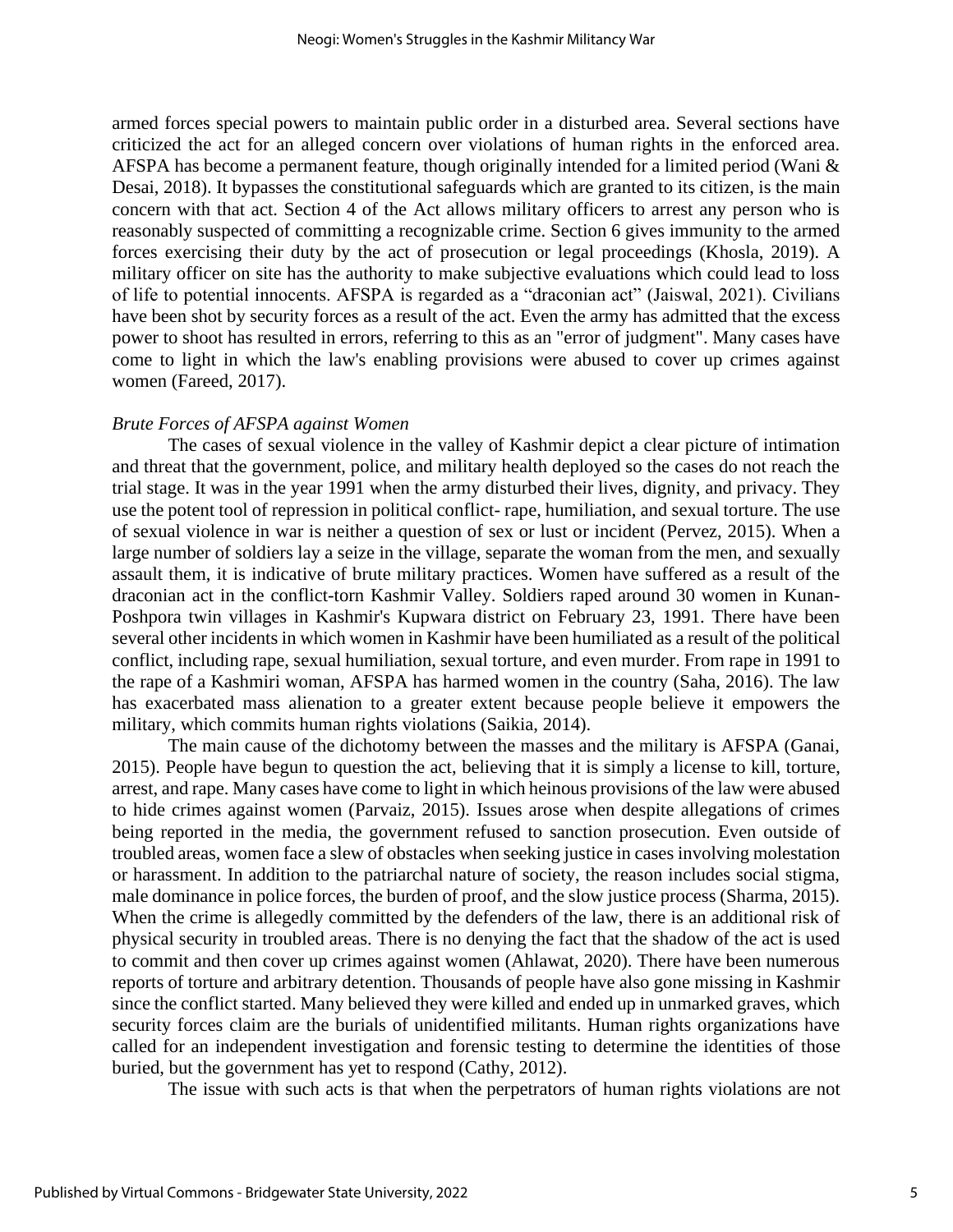armed forces special powers to maintain public order in a disturbed area. Several sections have criticized the act for an alleged concern over violations of human rights in the enforced area. AFSPA has become a permanent feature, though originally intended for a limited period (Wani & Desai, 2018). It bypasses the constitutional safeguards which are granted to its citizen, is the main concern with that act. Section 4 of the Act allows military officers to arrest any person who is reasonably suspected of committing a recognizable crime. Section 6 gives immunity to the armed forces exercising their duty by the act of prosecution or legal proceedings (Khosla, 2019). A military officer on site has the authority to make subjective evaluations which could lead to loss of life to potential innocents. AFSPA is regarded as a "draconian act" (Jaiswal, 2021). Civilians have been shot by security forces as a result of the act. Even the army has admitted that the excess power to shoot has resulted in errors, referring to this as an "error of judgment". Many cases have come to light in which the law's enabling provisions were abused to cover up crimes against women (Fareed, 2017).

### *Brute Forces of AFSPA against Women*

The cases of sexual violence in the valley of Kashmir depict a clear picture of intimation and threat that the government, police, and military health deployed so the cases do not reach the trial stage. It was in the year 1991 when the army disturbed their lives, dignity, and privacy. They use the potent tool of repression in political conflict- rape, humiliation, and sexual torture. The use of sexual violence in war is neither a question of sex or lust or incident (Pervez, 2015). When a large number of soldiers lay a seize in the village, separate the woman from the men, and sexually assault them, it is indicative of brute military practices. Women have suffered as a result of the draconian act in the conflict-torn Kashmir Valley. Soldiers raped around 30 women in Kunan-Poshpora twin villages in Kashmir's Kupwara district on February 23, 1991. There have been several other incidents in which women in Kashmir have been humiliated as a result of the political conflict, including rape, sexual humiliation, sexual torture, and even murder. From rape in 1991 to the rape of a Kashmiri woman, AFSPA has harmed women in the country (Saha, 2016). The law has exacerbated mass alienation to a greater extent because people believe it empowers the military, which commits human rights violations (Saikia, 2014).

The main cause of the dichotomy between the masses and the military is AFSPA (Ganai, 2015). People have begun to question the act, believing that it is simply a license to kill, torture, arrest, and rape. Many cases have come to light in which heinous provisions of the law were abused to hide crimes against women (Parvaiz, 2015). Issues arose when despite allegations of crimes being reported in the media, the government refused to sanction prosecution. Even outside of troubled areas, women face a slew of obstacles when seeking justice in cases involving molestation or harassment. In addition to the patriarchal nature of society, the reason includes social stigma, male dominance in police forces, the burden of proof, and the slow justice process (Sharma, 2015). When the crime is allegedly committed by the defenders of the law, there is an additional risk of physical security in troubled areas. There is no denying the fact that the shadow of the act is used to commit and then cover up crimes against women (Ahlawat, 2020). There have been numerous reports of torture and arbitrary detention. Thousands of people have also gone missing in Kashmir since the conflict started. Many believed they were killed and ended up in unmarked graves, which security forces claim are the burials of unidentified militants. Human rights organizations have called for an independent investigation and forensic testing to determine the identities of those buried, but the government has yet to respond (Cathy, 2012).

The issue with such acts is that when the perpetrators of human rights violations are not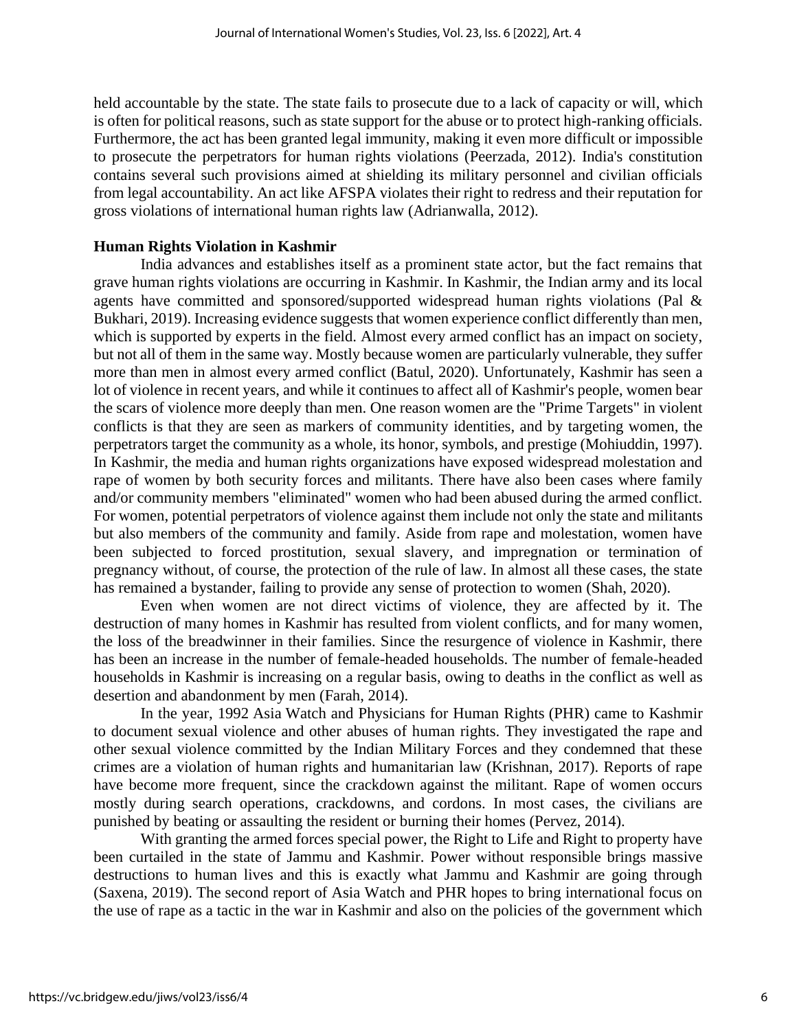held accountable by the state. The state fails to prosecute due to a lack of capacity or will, which is often for political reasons, such as state support for the abuse or to protect high-ranking officials. Furthermore, the act has been granted legal immunity, making it even more difficult or impossible to prosecute the perpetrators for human rights violations (Peerzada, 2012). India's constitution contains several such provisions aimed at shielding its military personnel and civilian officials from legal accountability. An act like AFSPA violates their right to redress and their reputation for gross violations of international human rights law (Adrianwalla, 2012).

### Human Rights Violation in Kashmir

India advances and establishes itself as a prominent state actor, but the fact remains that grave human rights violations are occurring in Kashmir. In Kashmir, the Indian army and its local agents have committed and sponsored/supported widespread human rights violations (Pal & Bukhari, 2019). Increasing evidence suggests that women experience conflict differently than men, which is supported by experts in the field. Almost every armed conflict has an impact on society, but not all of them in the same way. Mostly because women are particularly vulnerable, they suffer more than men in almost every armed conflict (Batul, 2020). Unfortunately, Kashmir has seen a lot of violence in recent years, and while it continues to affect all of Kashmir's people, women bear the scars of violence more deeply than men. One reason women are the "Prime Targets" in violent conflicts is that they are seen as markers of community identities, and by targeting women, the perpetrators target the community as a whole, its honor, symbols, and prestige (Mohiuddin, 1997). In Kashmir, the media and human rights organizations have exposed widespread molestation and rape of women by both security forces and militants. There have also been cases where family and/or community members "eliminated" women who had been abused during the armed conflict. For women, potential perpetrators of violence against them include not only the state and militants but also members of the community and family. Aside from rape and molestation, women have been subjected to forced prostitution, sexual slavery, and impregnation or termination of pregnancy without, of course, the protection of the rule of law. In almost all these cases, the state has remained a bystander, failing to provide any sense of protection to women (Shah, 2020).

Even when women are not direct victims of violence, they are affected by it. The destruction of many homes in Kashmir has resulted from violent conflicts, and for many women, the loss of the breadwinner in their families. Since the resurgence of violence in Kashmir, there has been an increase in the number of female-headed households. The number of female-headed households in Kashmir is increasing on a regular basis, owing to deaths in the conflict as well as desertion and abandonment by men (Farah, 2014).

In the year, 1992 Asia Watch and Physicians for Human Rights (PHR) came to Kashmir to document sexual violence and other abuses of human rights. They investigated the rape and other sexual violence committed by the Indian Military Forces and they condemned that these crimes are a violation of human rights and humanitarian law (Krishnan, 2017). Reports of rape have become more frequent, since the crackdown against the militant. Rape of women occurs mostly during search operations, crackdowns, and cordons. In most cases, the civilians are punished by beating or assaulting the resident or burning their homes (Pervez, 2014).

With granting the armed forces special power, the Right to Life and Right to property have been curtailed in the state of Jammu and Kashmir. Power without responsible brings massive destructions to human lives and this is exactly what Jammu and Kashmir are going through (Saxena, 2019). The second report of Asia Watch and PHR hopes to bring international focus on the use of rape as a tactic in the war in Kashmir and also on the policies of the government which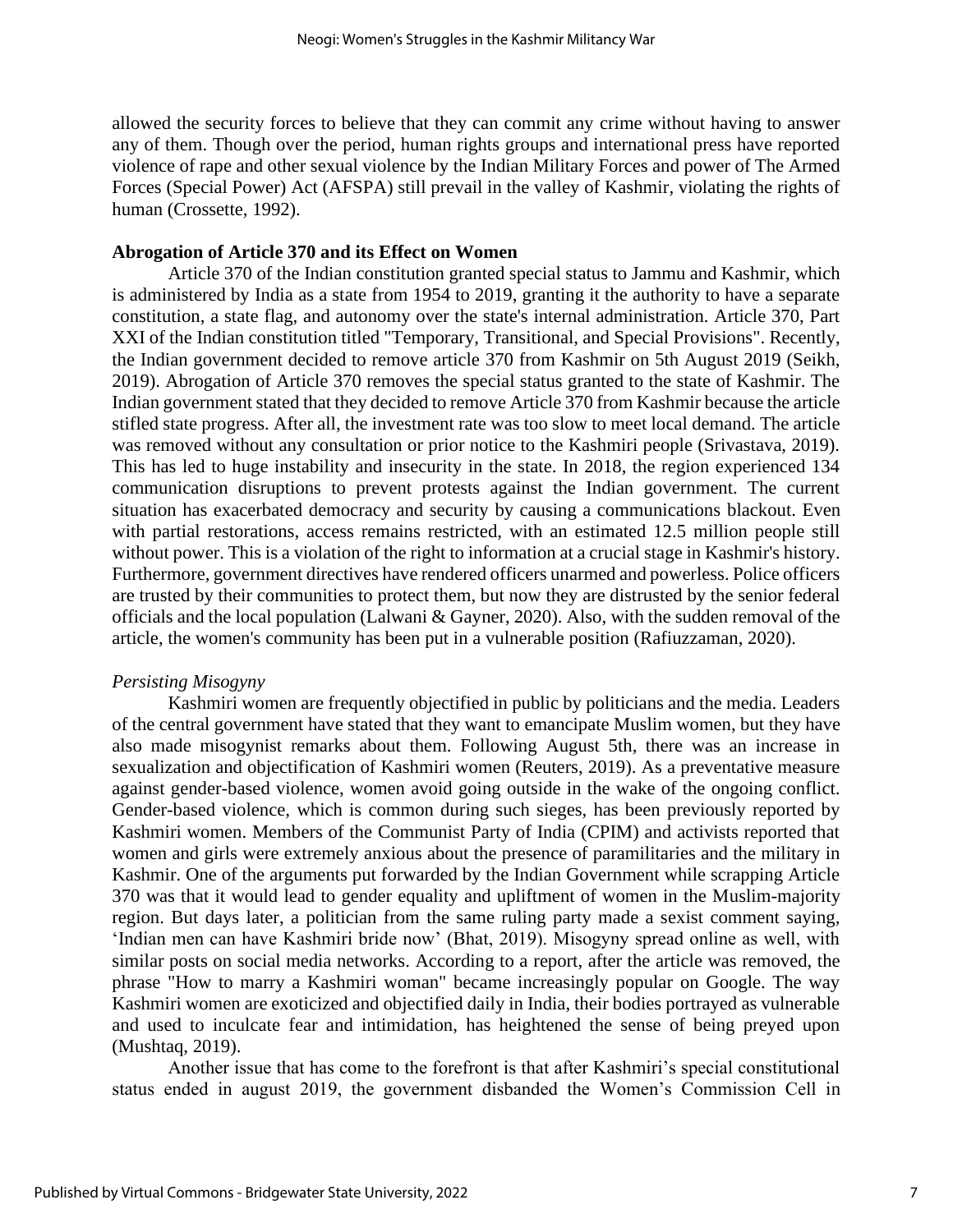allowed the security forces to believe that they can commit any crime without having to answer any of them. Though over the period, human rights groups and international press have reported violence of rape and other sexual violence by the Indian Military Forces and power of The Armed Forces (Special Power) Act (AFSPA) still prevail in the valley of Kashmir, violating the rights of human (Crossette, 1992).

**Abrogation of Article 370 and its Effect on Women**

Article 370 of the Indian constitution granted special status to Jammu and Kashmir, which is administered by India as a state from 1954 to 2019, granting it the authority to have a separate constitution, a state flag, and autonomy over the state's internal administration. Article 370, Part XXI of the Indian constitution titled "Temporary, Transitional, and Special Provisions". Recently, the Indian government decided to remove article 370 from Kashmir on 5th August 2019 (Seikh, 2019). Abrogation of Article 370 removes the special status granted to the state of Kashmir. The Indian government stated that they decided to remove Article 370 from Kashmir because the article stifled state progress. After all, the investment rate was too slow to meet local demand. The article was removed without any consultation or prior notice to the Kashmiri people (Srivastava, 2019). This has led to huge instability and insecurity in the state. In 2018, the region experienced 134 communication disruptions to prevent protests against the Indian government. The current situation has exacerbated democracy and security by causing a communications blackout. Even with partial restorations, access remains restricted, with an estimated 12.5 million people still without power. This is a violation of the right to information at a crucial stage in Kashmir's history. Furthermore, government directives have rendered officers unarmed and powerless. Police officers are trusted by their communities to protect them, but now they are distrusted by the senior federal officials and the local population (Lalwani & Gayner, 2020). Also, with the sudden removal of the article, the women's community has been put in a vulnerable position (Rafiuzzaman, 2020).

*Persisting Misogyny*

Kashmiri women are frequently objectified in public by politicians and the media. Leaders of the central government have stated that they want to emancipate Muslim women, but they have also made misogynist remarks about them. Following August 5th, there was an increase in sexualization and objectification of Kashmiri women (Reuters, 2019). As a preventative measure against gender-based violence, women avoid going outside in the wake of the ongoing conflict. Gender-based violence, which is common during such sieges, has been previously reported by Kashmiri women. Members of the Communist Party of India (CPIM) and activists reported that women and girls were extremely anxious about the presence of paramilitaries and the military in Kashmir. One of the arguments put forwarded by the Indian Government while scrapping Article 370 was that it would lead to gender equality and upliftment of women in the Muslim-majority region. But days later, a politician from the same ruling party made a sexist comment saying, 'Indian men can have Kashmiri bride now' (Bhat, 2019). Misogyny spread online as well, with similar posts on social media networks. According to a report, after the article was removed, the phrase "How to marry a Kashmiri woman" became increasingly popular on Google. The way Kashmiri women are exoticized and objectified daily in India, their bodies portrayed as vulnerable and used to inculcate fear and intimidation, has heightened the sense of being preyed upon (Mushtaq, 2019).

Another issue that has come to the forefront is that after Kashmiri's special constitutional status ended in august 2019, the government disbanded the Women's Commission Cell in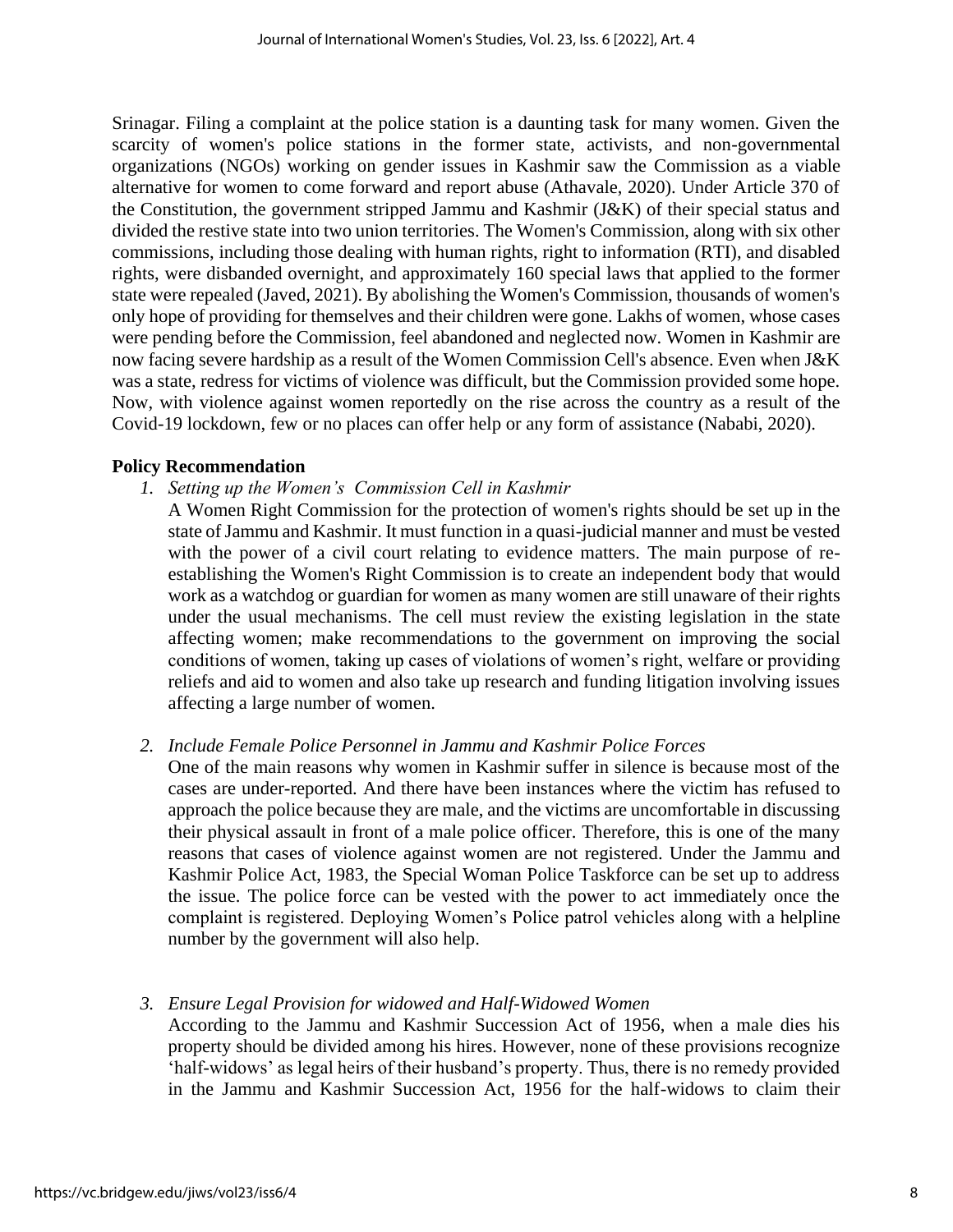Srinagar. Filing a complaint at the police station is a daunting task for many women. Given the scarcity of women's police stations in the former state, activists, and non-governmental organizations (NGOs) working on gender issues in Kashmir saw the Commission as a viable alternative for women to come forward and report abuse (Athavale, 2020). Under Article 370 of the Constitution, the government stripped Jammu and Kashmir (J&K) of their special status and divided the restive state into two union territories. The Women's Commission, along with six other commissions, including those dealing with human rights, right to information (RTI), and disabled rights, were disbanded overnight, and approximately 160 special laws that applied to the former state were repealed (Javed, 2021). By abolishing the Women's Commission, thousands of women's only hope of providing for themselves and their children were gone. Lakhs of women, whose cases were pending before the Commission, feel abandoned and neglected now. Women in Kashmir are now facing severe hardship as a result of the Women Commission Cell's absence. Even when J&K was a state, redress for victims of violence was difficult, but the Commission provided some hope. Now, with violence against women reportedly on the rise across the country as a result of the Covid-19 lockdown, few or no places can offer help or any form of assistance (Nababi, 2020).

**Policy Recommendation**

1. *Setting up the Women's Commission Cell in Kashmir*

   A Women Right Commission for the protection of women's rights should be set up in the state of Jammu and Kashmir. It must function in a quasi-judicial manner and must be vested with the power of a civil court relating to evidence matters. The main purpose of re-establishing the Women's Right Commission is to create an independent body that would work as a watchdog or guardian for women as many women are still unaware of their rights under the usual mechanisms. The cell must review the existing legislation in the state affecting women; make recommendations to the government on improving the social conditions of women, taking up cases of violations of women's right, welfare or providing reliefs and aid to women and also take up research and funding litigation involving issues affecting a large number of women.

2. *Include Female Police Personnel in Jammu and Kashmir Police Forces*

   One of the main reasons why women in Kashmir suffer in silence is because most of the cases are under-reported. And there have been instances where the victim has refused to approach the police because they are male, and the victims are uncomfortable in discussing their physical assault in front of a male police officer. Therefore, this is one of the many reasons that cases of violence against women are not registered. Under the Jammu and Kashmir Police Act, 1983, the Special Woman Police Taskforce can be set up to address the issue. The police force can be vested with the power to act immediately once the complaint is registered. Deploying Women's Police patrol vehicles along with a helpline number by the government will also help.

3. *Ensure Legal Provision for widowed and Half-Widowed Women*

   According to the Jammu and Kashmir Succession Act of 1956, when a male dies his property should be divided among his hires. However, none of these provisions recognize 'half-widows' as legal heirs of their husband's property. Thus, there is no remedy provided in the Jammu and Kashmir Succession Act, 1956 for the half-widows to claim their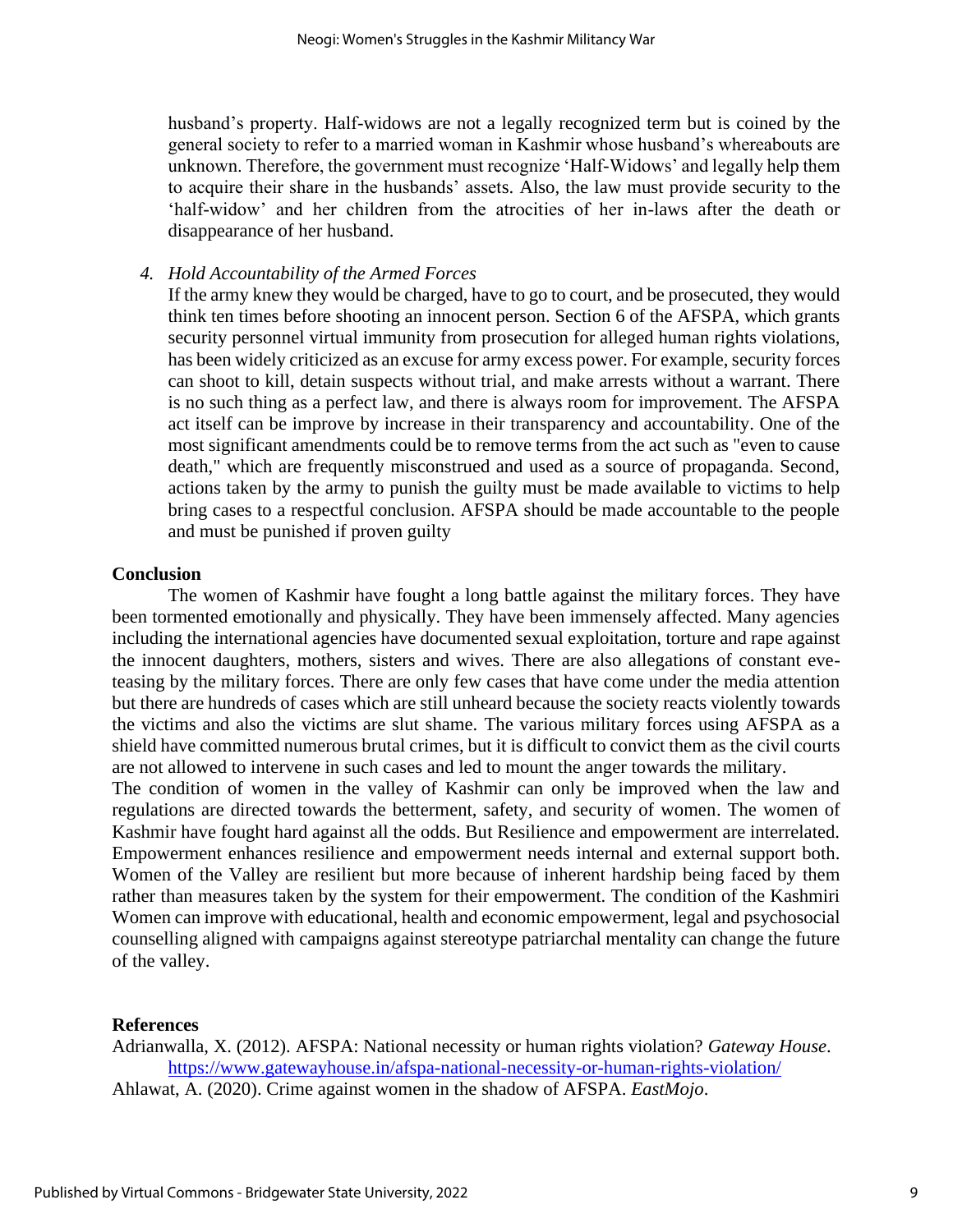husband's property. Half-widows are not a legally recognized term but is coined by the general society to refer to a married woman in Kashmir whose husband's whereabouts are unknown. Therefore, the government must recognize 'Half-Widows' and legally help them to acquire their share in the husbands' assets. Also, the law must provide security to the 'half-widow' and her children from the atrocities of her in-laws after the death or disappearance of her husband.

4. *Hold Accountability of the Armed Forces*

   If the army knew they would be charged, have to go to court, and be prosecuted, they would think ten times before shooting an innocent person. Section 6 of the AFSPA, which grants security personnel virtual immunity from prosecution for alleged human rights violations, has been widely criticized as an excuse for army excess power. For example, security forces can shoot to kill, detain suspects without trial, and make arrests without a warrant. There is no such thing as a perfect law, and there is always room for improvement. The AFSPA act itself can be improve by increase in their transparency and accountability. One of the most significant amendments could be to remove terms from the act such as "even to cause death," which are frequently misconstrued and used as a source of propaganda. Second, actions taken by the army to punish the guilty must be made available to victims to help bring cases to a respectful conclusion. AFSPA should be made accountable to the people and must be punished if proven guilty

## Conclusion

The women of Kashmir have fought a long battle against the military forces. They have been tormented emotionally and physically. They have been immensely affected. Many agencies including the international agencies have documented sexual exploitation, torture and rape against the innocent daughters, mothers, sisters and wives. There are also allegations of constant eve-teasing by the military forces. There are only few cases that have come under the media attention but there are hundreds of cases which are still unheard because the society reacts violently towards the victims and also the victims are slut shame. The various military forces using AFSPA as a shield have committed numerous brutal crimes, but it is difficult to convict them as the civil courts are not allowed to intervene in such cases and led to mount the anger towards the military.

The condition of women in the valley of Kashmir can only be improved when the law and regulations are directed towards the betterment, safety, and security of women. The women of Kashmir have fought hard against all the odds. But Resilience and empowerment are interrelated. Empowerment enhances resilience and empowerment needs internal and external support both. Women of the Valley are resilient but more because of inherent hardship being faced by them rather than measures taken by the system for their empowerment. The condition of the Kashmiri Women can improve with educational, health and economic empowerment, legal and psychosocial counselling aligned with campaigns against stereotype patriarchal mentality can change the future of the valley.

## References

Adrianwalla, X. (2012). AFSPA: National necessity or human rights violation? *Gateway House*. https://www.gatewayhouse.in/afspa-national-necessity-or-human-rights-violation/

Ahlawat, A. (2020). Crime against women in the shadow of AFSPA. *EastMojo*.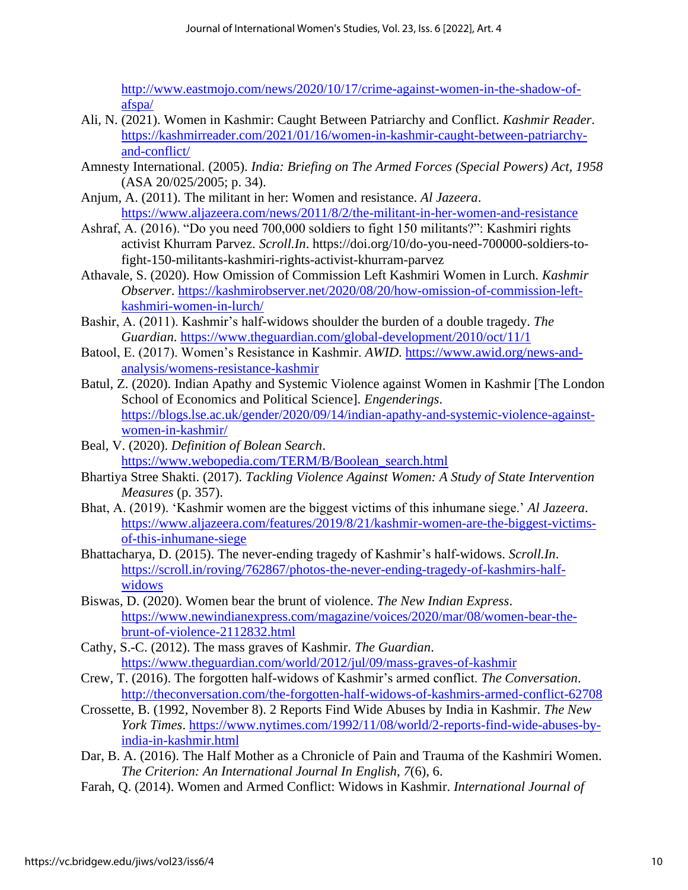http://www.eastmojo.com/news/2020/10/17/crime-against-women-in-the-shadow-of-afspa/

Ali, N. (2021). Women in Kashmir: Caught Between Patriarchy and Conflict. *Kashmir Reader*. https://kashmirreader.com/2021/01/16/women-in-kashmir-caught-between-patriarchy-and-conflict/

Amnesty International. (2005). *India: Briefing on The Armed Forces (Special Powers) Act, 1958* (ASA 20/025/2005; p. 34).

Anjum, A. (2011). The militant in her: Women and resistance. *Al Jazeera*. https://www.aljazeera.com/news/2011/8/2/the-militant-in-her-women-and-resistance

Ashraf, A. (2016). "Do you need 700,000 soldiers to fight 150 militants?": Kashmiri rights activist Khurram Parvez. *Scroll.In*. https://doi.org/10/do-you-need-700000-soldiers-to-fight-150-militants-kashmiri-rights-activist-khurram-parvez

Athavale, S. (2020). How Omission of Commission Left Kashmiri Women in Lurch. *Kashmir Observer*. https://kashmirobserver.net/2020/08/20/how-omission-of-commission-left-kashmiri-women-in-lurch/

Bashir, A. (2011). Kashmir's half-widows shoulder the burden of a double tragedy. *The Guardian*. https://www.theguardian.com/global-development/2010/oct/11/1

Batool, E. (2017). Women's Resistance in Kashmir. *AWID*. https://www.awid.org/news-and-analysis/womens-resistance-kashmir

Batul, Z. (2020). Indian Apathy and Systemic Violence against Women in Kashmir [The London School of Economics and Political Science]. *Engenderings*. https://blogs.lse.ac.uk/gender/2020/09/14/indian-apathy-and-systemic-violence-against-women-in-kashmir/

Beal, V. (2020). *Definition of Bolean Search*. https://www.webopedia.com/TERM/B/Boolean_search.html

Bhartiya Stree Shakti. (2017). *Tackling Violence Against Women: A Study of State Intervention Measures* (p. 357).

Bhat, A. (2019). 'Kashmir women are the biggest victims of this inhumane siege.' *Al Jazeera*. https://www.aljazeera.com/features/2019/8/21/kashmir-women-are-the-biggest-victims-of-this-inhumane-siege

Bhattacharya, D. (2015). The never-ending tragedy of Kashmir's half-widows. *Scroll.In*. https://scroll.in/roving/762867/photos-the-never-ending-tragedy-of-kashmirs-half-widows

Biswas, D. (2020). Women bear the brunt of violence. *The New Indian Express*. https://www.newindianexpress.com/magazine/voices/2020/mar/08/women-bear-the-brunt-of-violence-2112832.html

Cathy, S.-C. (2012). The mass graves of Kashmir. *The Guardian*. https://www.theguardian.com/world/2012/jul/09/mass-graves-of-kashmir

Crew, T. (2016). The forgotten half-widows of Kashmir's armed conflict. *The Conversation*. http://theconversation.com/the-forgotten-half-widows-of-kashmirs-armed-conflict-62708

Crossette, B. (1992, November 8). 2 Reports Find Wide Abuses by India in Kashmir. *The New York Times*. https://www.nytimes.com/1992/11/08/world/2-reports-find-wide-abuses-by-india-in-kashmir.html

Dar, B. A. (2016). The Half Mother as a Chronicle of Pain and Trauma of the Kashmiri Women. *The Criterion: An International Journal In English*, *7*(6), 6.

Farah, Q. (2014). Women and Armed Conflict: Widows in Kashmir. *International Journal of*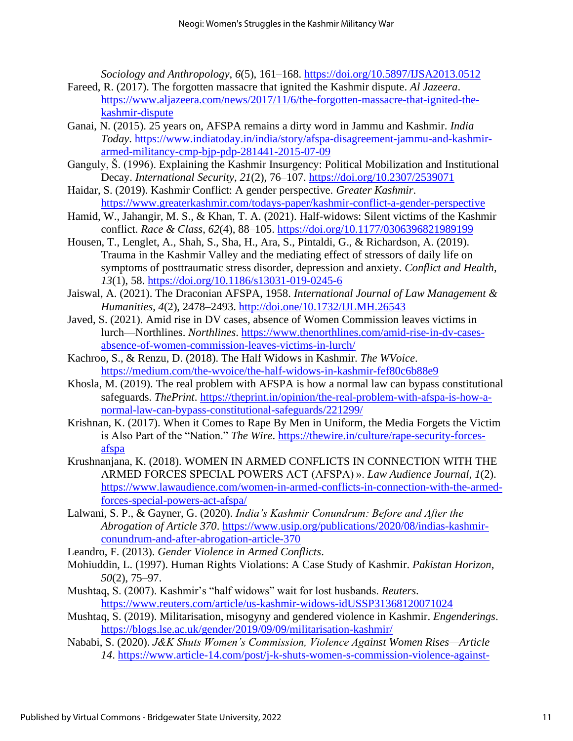*Sociology and Anthropology*, *6*(5), 161–168. https://doi.org/10.5897/IJSA2013.0512

Fareed, R. (2017). The forgotten massacre that ignited the Kashmir dispute. *Al Jazeera*. https://www.aljazeera.com/news/2017/11/6/the-forgotten-massacre-that-ignited-the-kashmir-dispute

Ganai, N. (2015). 25 years on, AFSPA remains a dirty word in Jammu and Kashmir. *India Today*. https://www.indiatoday.in/india/story/afspa-disagreement-jammu-and-kashmir-armed-militancy-cmp-bjp-pdp-281441-2015-07-09

Ganguly, Š. (1996). Explaining the Kashmir Insurgency: Political Mobilization and Institutional Decay. *International Security*, *21*(2), 76–107. https://doi.org/10.2307/2539071

Haidar, S. (2019). Kashmir Conflict: A gender perspective. *Greater Kashmir*. https://www.greaterkashmir.com/todays-paper/kashmir-conflict-a-gender-perspective

Hamid, W., Jahangir, M. S., & Khan, T. A. (2021). Half-widows: Silent victims of the Kashmir conflict. *Race & Class*, *62*(4), 88–105. https://doi.org/10.1177/0306396821989199

Housen, T., Lenglet, A., Shah, S., Sha, H., Ara, S., Pintaldi, G., & Richardson, A. (2019). Trauma in the Kashmir Valley and the mediating effect of stressors of daily life on symptoms of posttraumatic stress disorder, depression and anxiety. *Conflict and Health*, *13*(1), 58. https://doi.org/10.1186/s13031-019-0245-6

Jaiswal, A. (2021). The Draconian AFSPA, 1958. *International Journal of Law Management & Humanities*, *4*(2), 2478–2493. http://doi.one/10.1732/IJLMH.26543

Javed, S. (2021). Amid rise in DV cases, absence of Women Commission leaves victims in lurch—Northlines. *Northlines*. https://www.thenorthlines.com/amid-rise-in-dv-cases-absence-of-women-commission-leaves-victims-in-lurch/

Kachroo, S., & Renzu, D. (2018). The Half Widows in Kashmir. *The WVoice*. https://medium.com/the-wvoice/the-half-widows-in-kashmir-fef80c6b88e9

Khosla, M. (2019). The real problem with AFSPA is how a normal law can bypass constitutional safeguards. *ThePrint*. https://theprint.in/opinion/the-real-problem-with-afspa-is-how-a-normal-law-can-bypass-constitutional-safeguards/221299/

Krishnan, K. (2017). When it Comes to Rape By Men in Uniform, the Media Forgets the Victim is Also Part of the "Nation." *The Wire*. https://thewire.in/culture/rape-security-forces-afspa

Krushnanjana, K. (2018). WOMEN IN ARMED CONFLICTS IN CONNECTION WITH THE ARMED FORCES SPECIAL POWERS ACT (AFSPA) ». *Law Audience Journal*, *1*(2). https://www.lawaudience.com/women-in-armed-conflicts-in-connection-with-the-armed-forces-special-powers-act-afspa/

Lalwani, S. P., & Gayner, G. (2020). *India's Kashmir Conundrum: Before and After the Abrogation of Article 370*. https://www.usip.org/publications/2020/08/indias-kashmir-conundrum-and-after-abrogation-article-370

Leandro, F. (2013). *Gender Violence in Armed Conflicts*.

Mohiuddin, L. (1997). Human Rights Violations: A Case Study of Kashmir. *Pakistan Horizon*, *50*(2), 75–97.

Mushtaq, S. (2007). Kashmir's "half widows" wait for lost husbands. *Reuters*. https://www.reuters.com/article/us-kashmir-widows-idUSSP31368120071024

Mushtaq, S. (2019). Militarisation, misogyny and gendered violence in Kashmir. *Engenderings*. https://blogs.lse.ac.uk/gender/2019/09/09/militarisation-kashmir/

Nababi, S. (2020). *J&K Shuts Women's Commission, Violence Against Women Rises—Article 14*. https://www.article-14.com/post/j-k-shuts-women-s-commission-violence-against-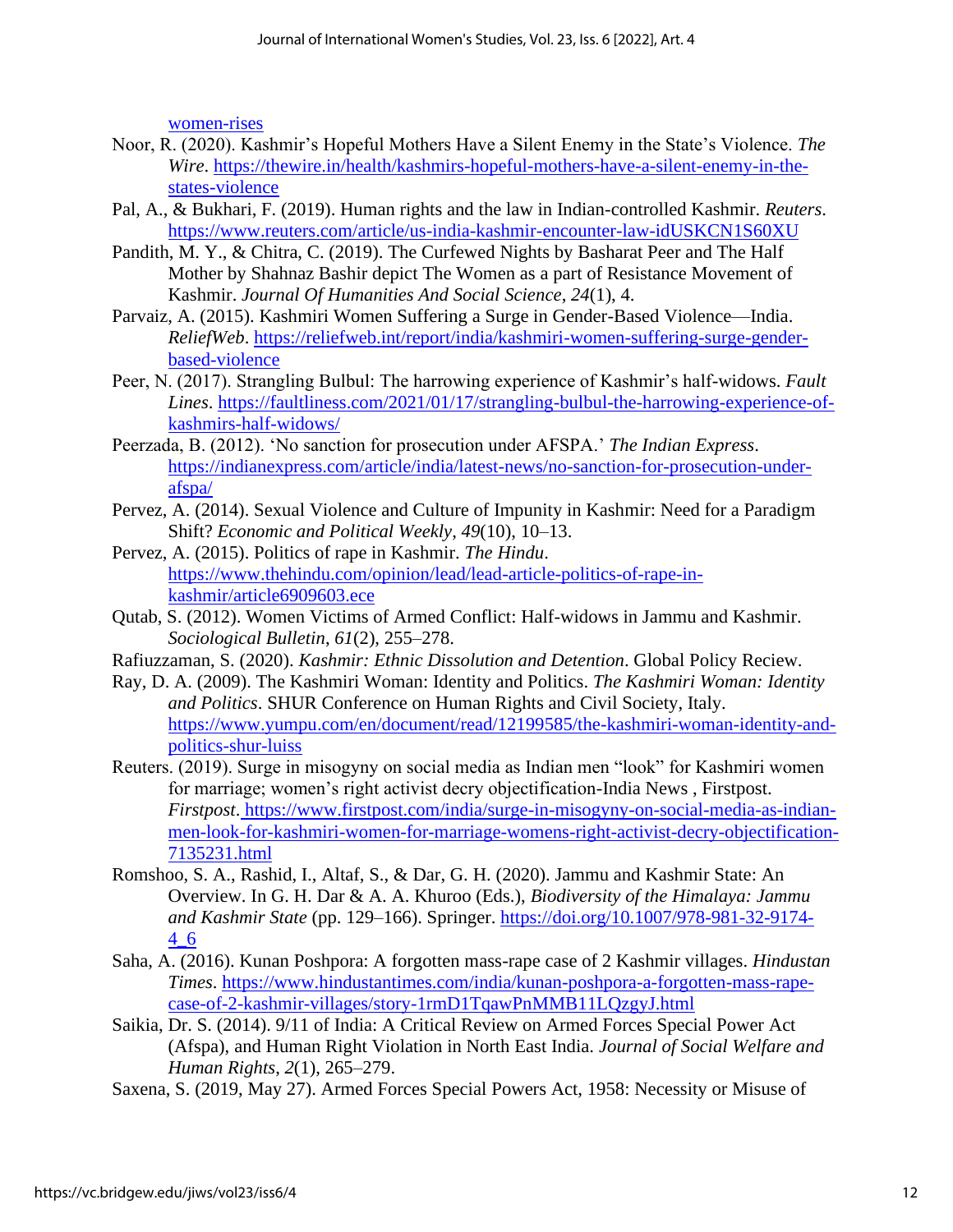women-rises

Noor, R. (2020). Kashmir's Hopeful Mothers Have a Silent Enemy in the State's Violence. *The Wire*. https://thewire.in/health/kashmirs-hopeful-mothers-have-a-silent-enemy-in-the-states-violence

Pal, A., & Bukhari, F. (2019). Human rights and the law in Indian-controlled Kashmir. *Reuters*. https://www.reuters.com/article/us-india-kashmir-encounter-law-idUSKCN1S60XU

Pandith, M. Y., & Chitra, C. (2019). The Curfewed Nights by Basharat Peer and The Half Mother by Shahnaz Bashir depict The Women as a part of Resistance Movement of Kashmir. *Journal Of Humanities And Social Science*, *24*(1), 4.

Parvaiz, A. (2015). Kashmiri Women Suffering a Surge in Gender-Based Violence—India. *ReliefWeb*. https://reliefweb.int/report/india/kashmiri-women-suffering-surge-gender-based-violence

Peer, N. (2017). Strangling Bulbul: The harrowing experience of Kashmir's half-widows. *Fault Lines*. https://faultliness.com/2021/01/17/strangling-bulbul-the-harrowing-experience-of-kashmirs-half-widows/

Peerzada, B. (2012). 'No sanction for prosecution under AFSPA.' *The Indian Express*. https://indianexpress.com/article/india/latest-news/no-sanction-for-prosecution-under-afspa/

Pervez, A. (2014). Sexual Violence and Culture of Impunity in Kashmir: Need for a Paradigm Shift? *Economic and Political Weekly*, *49*(10), 10–13.

Pervez, A. (2015). Politics of rape in Kashmir. *The Hindu*. https://www.thehindu.com/opinion/lead/lead-article-politics-of-rape-in-kashmir/article6909603.ece

Qutab, S. (2012). Women Victims of Armed Conflict: Half-widows in Jammu and Kashmir. *Sociological Bulletin*, *61*(2), 255–278.

Rafiuzzaman, S. (2020). *Kashmir: Ethnic Dissolution and Detention*. Global Policy Reciew.

Ray, D. A. (2009). The Kashmiri Woman: Identity and Politics. *The Kashmiri Woman: Identity and Politics*. SHUR Conference on Human Rights and Civil Society, Italy. https://www.yumpu.com/en/document/read/12199585/the-kashmiri-woman-identity-and-politics-shur-luiss

Reuters. (2019). Surge in misogyny on social media as Indian men "look" for Kashmiri women for marriage; women's right activist decry objectification-India News , Firstpost. *Firstpost*. https://www.firstpost.com/india/surge-in-misogyny-on-social-media-as-indian-men-look-for-kashmiri-women-for-marriage-womens-right-activist-decry-objectification-7135231.html

Romshoo, S. A., Rashid, I., Altaf, S., & Dar, G. H. (2020). Jammu and Kashmir State: An Overview. In G. H. Dar & A. A. Khuroo (Eds.), *Biodiversity of the Himalaya: Jammu and Kashmir State* (pp. 129–166). Springer. https://doi.org/10.1007/978-981-32-9174-4_6

Saha, A. (2016). Kunan Poshpora: A forgotten mass-rape case of 2 Kashmir villages. *Hindustan Times*. https://www.hindustantimes.com/india/kunan-poshpora-a-forgotten-mass-rape-case-of-2-kashmir-villages/story-1rmD1TqawPnMMB11LQzgyJ.html

Saikia, Dr. S. (2014). 9/11 of India: A Critical Review on Armed Forces Special Power Act (Afspa), and Human Right Violation in North East India. *Journal of Social Welfare and Human Rights*, *2*(1), 265–279.

Saxena, S. (2019, May 27). Armed Forces Special Powers Act, 1958: Necessity or Misuse of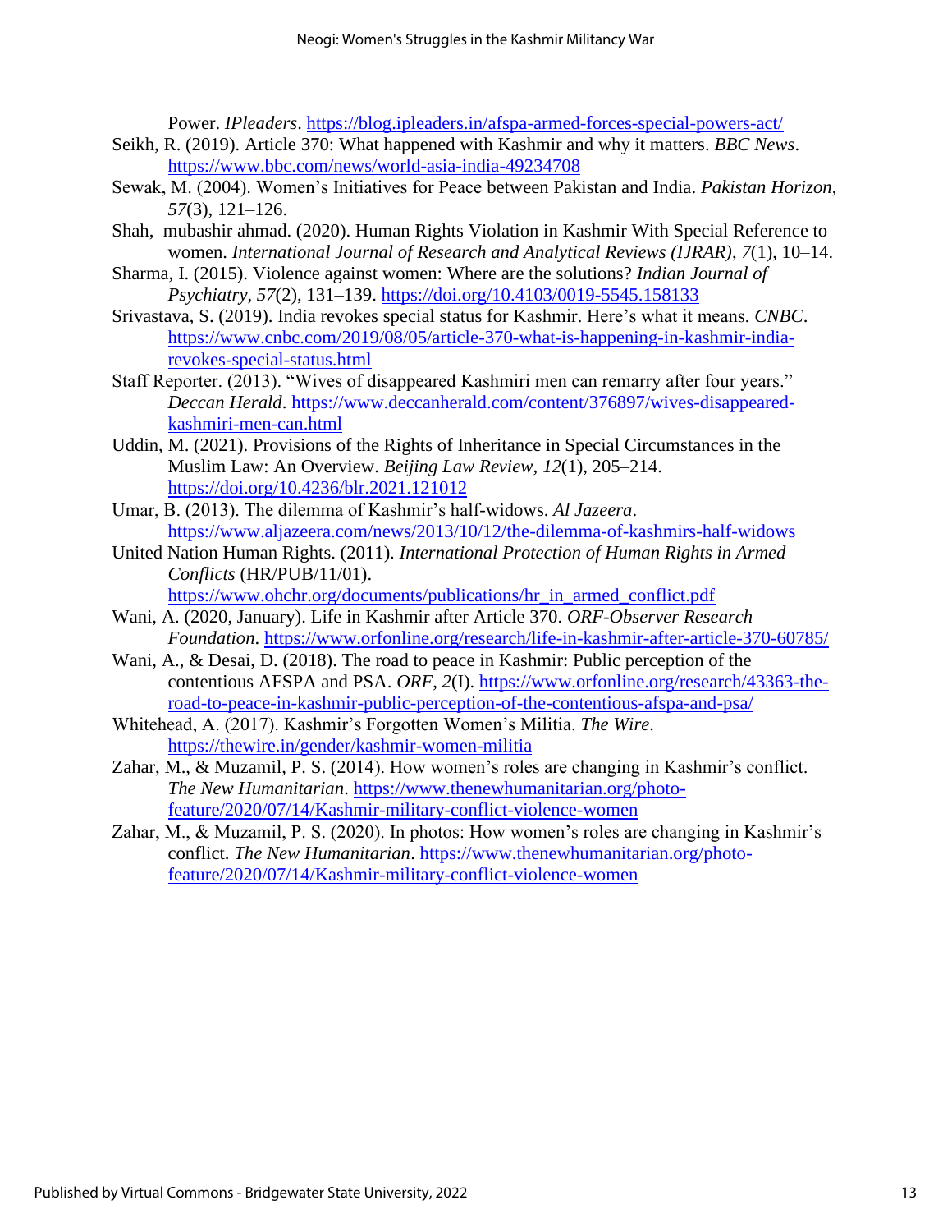Power. *IPleaders*. https://blog.ipleaders.in/afspa-armed-forces-special-powers-act/

Seikh, R. (2019). Article 370: What happened with Kashmir and why it matters. *BBC News*. https://www.bbc.com/news/world-asia-india-49234708

Sewak, M. (2004). Women's Initiatives for Peace between Pakistan and India. *Pakistan Horizon*, *57*(3), 121–126.

Shah, mubashir ahmad. (2020). Human Rights Violation in Kashmir With Special Reference to women. *International Journal of Research and Analytical Reviews (IJRAR)*, *7*(1), 10–14.

Sharma, I. (2015). Violence against women: Where are the solutions? *Indian Journal of Psychiatry*, *57*(2), 131–139. https://doi.org/10.4103/0019-5545.158133

Srivastava, S. (2019). India revokes special status for Kashmir. Here's what it means. *CNBC*. https://www.cnbc.com/2019/08/05/article-370-what-is-happening-in-kashmir-india-revokes-special-status.html

Staff Reporter. (2013). "Wives of disappeared Kashmiri men can remarry after four years." *Deccan Herald*. https://www.deccanherald.com/content/376897/wives-disappeared-kashmiri-men-can.html

Uddin, M. (2021). Provisions of the Rights of Inheritance in Special Circumstances in the Muslim Law: An Overview. *Beijing Law Review*, *12*(1), 205–214. https://doi.org/10.4236/blr.2021.121012

Umar, B. (2013). The dilemma of Kashmir's half-widows. *Al Jazeera*. https://www.aljazeera.com/news/2013/10/12/the-dilemma-of-kashmirs-half-widows

United Nation Human Rights. (2011). *International Protection of Human Rights in Armed Conflicts* (HR/PUB/11/01). https://www.ohchr.org/documents/publications/hr_in_armed_conflict.pdf

Wani, A. (2020, January). Life in Kashmir after Article 370. *ORF-Observer Research Foundation*. https://www.orfonline.org/research/life-in-kashmir-after-article-370-60785/

Wani, A., & Desai, D. (2018). The road to peace in Kashmir: Public perception of the contentious AFSPA and PSA. *ORF*, *2*(I). https://www.orfonline.org/research/43363-the-road-to-peace-in-kashmir-public-perception-of-the-contentious-afspa-and-psa/

Whitehead, A. (2017). Kashmir's Forgotten Women's Militia. *The Wire*. https://thewire.in/gender/kashmir-women-militia

Zahar, M., & Muzamil, P. S. (2014). How women's roles are changing in Kashmir's conflict. *The New Humanitarian*. https://www.thenewhumanitarian.org/photo-feature/2020/07/14/Kashmir-military-conflict-violence-women

Zahar, M., & Muzamil, P. S. (2020). In photos: How women's roles are changing in Kashmir's conflict. *The New Humanitarian*. https://www.thenewhumanitarian.org/photo-feature/2020/07/14/Kashmir-military-conflict-violence-women